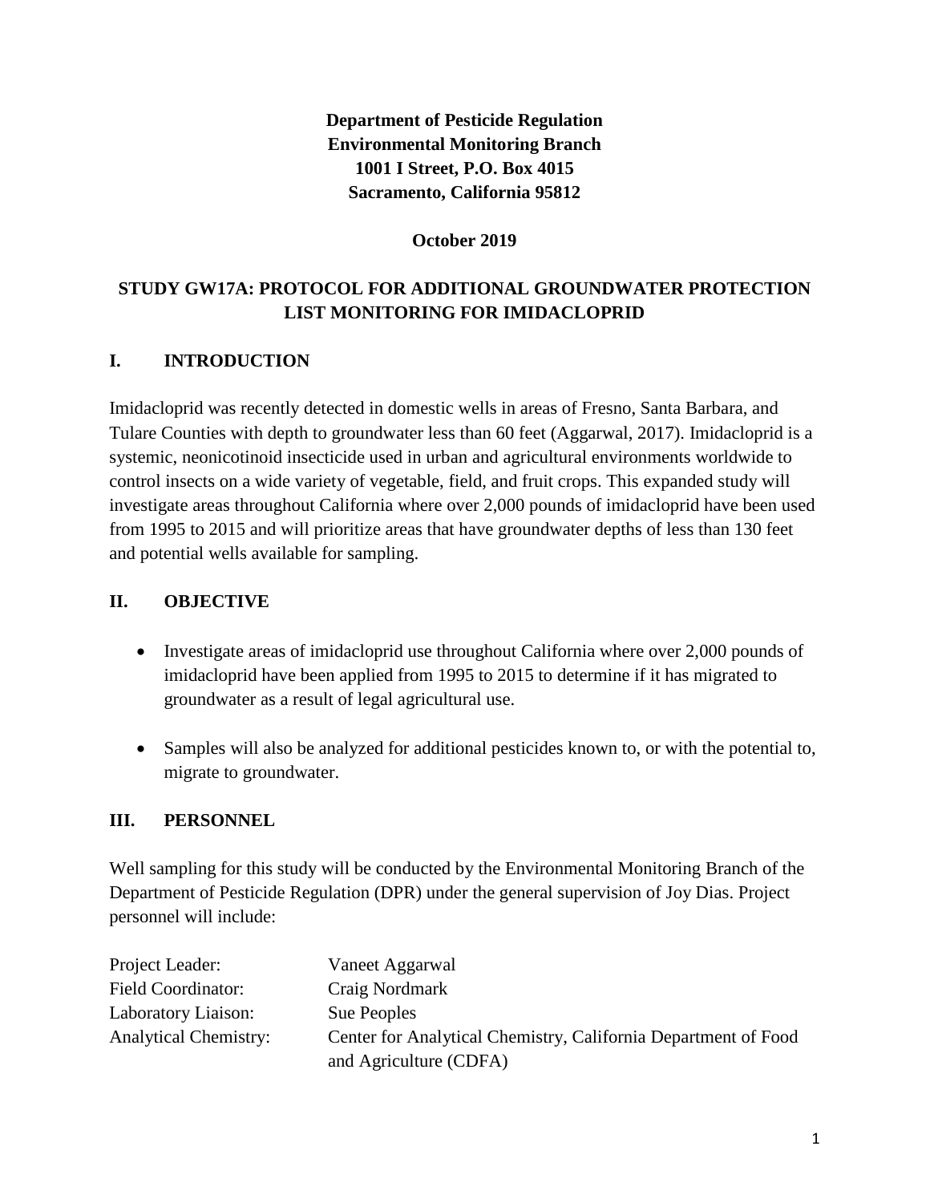**Department of Pesticide Regulation**
**Environmental Monitoring Branch**
**1001 I Street, P.O. Box 4015**
**Sacramento, California 95812**

**October 2019**

# STUDY GW17A: PROTOCOL FOR ADDITIONAL GROUNDWATER PROTECTION LIST MONITORING FOR IMIDACLOPRID

## I. INTRODUCTION

Imidacloprid was recently detected in domestic wells in areas of Fresno, Santa Barbara, and Tulare Counties with depth to groundwater less than 60 feet (Aggarwal, 2017). Imidacloprid is a systemic, neonicotinoid insecticide used in urban and agricultural environments worldwide to control insects on a wide variety of vegetable, field, and fruit crops. This expanded study will investigate areas throughout California where over 2,000 pounds of imidacloprid have been used from 1995 to 2015 and will prioritize areas that have groundwater depths of less than 130 feet and potential wells available for sampling.

## II. OBJECTIVE

- Investigate areas of imidacloprid use throughout California where over 2,000 pounds of imidacloprid have been applied from 1995 to 2015 to determine if it has migrated to groundwater as a result of legal agricultural use.
- Samples will also be analyzed for additional pesticides known to, or with the potential to, migrate to groundwater.

## III. PERSONNEL

Well sampling for this study will be conducted by the Environmental Monitoring Branch of the Department of Pesticide Regulation (DPR) under the general supervision of Joy Dias. Project personnel will include:

| | |
|---|---|
| Project Leader: | Vaneet Aggarwal |
| Field Coordinator: | Craig Nordmark |
| Laboratory Liaison: | Sue Peoples |
| Analytical Chemistry: | Center for Analytical Chemistry, California Department of Food and Agriculture (CDFA) |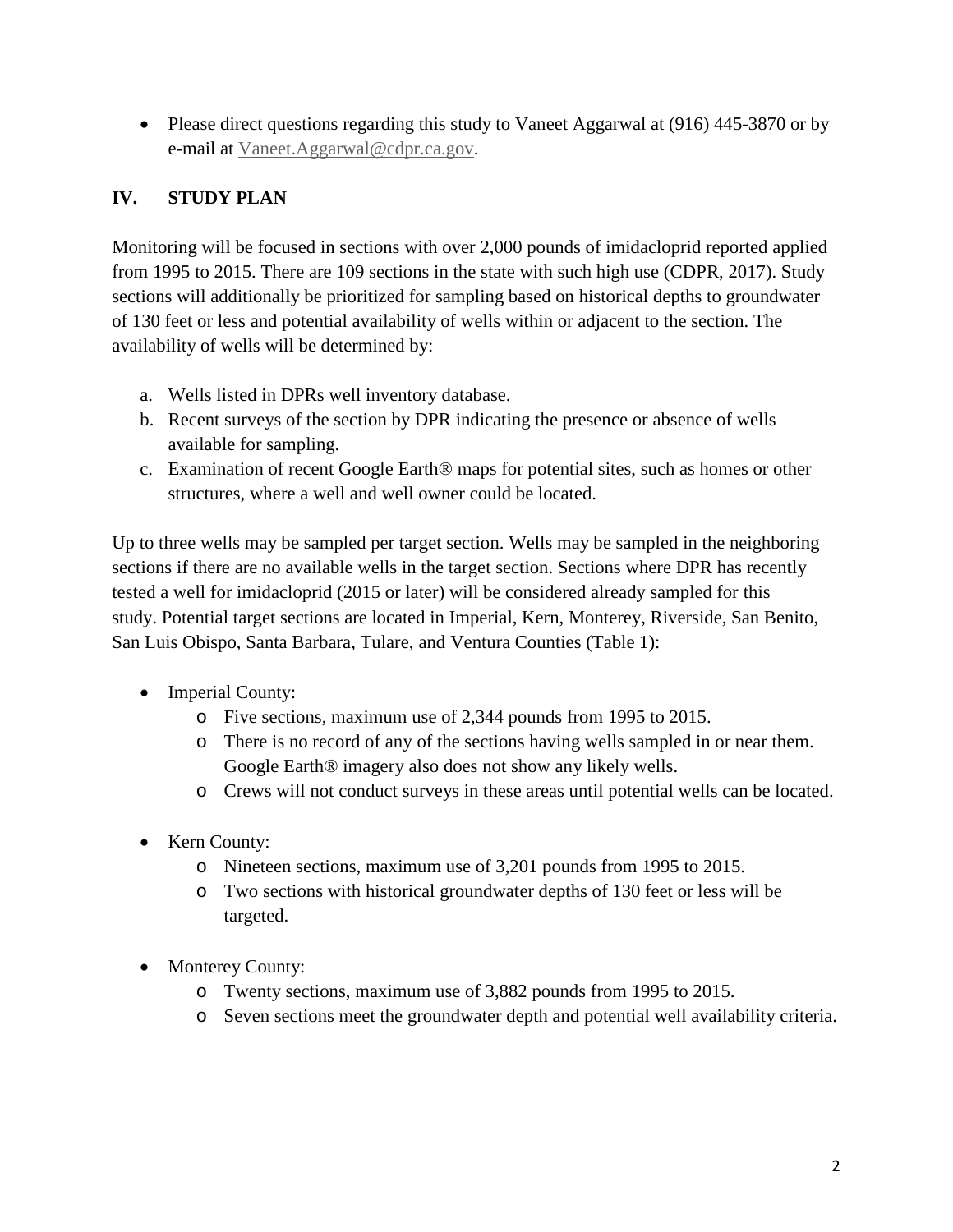- Please direct questions regarding this study to Vaneet Aggarwal at (916) 445-3870 or by e-mail at Vaneet.Aggarwal@cdpr.ca.gov.

## IV. STUDY PLAN

Monitoring will be focused in sections with over 2,000 pounds of imidacloprid reported applied from 1995 to 2015. There are 109 sections in the state with such high use (CDPR, 2017). Study sections will additionally be prioritized for sampling based on historical depths to groundwater of 130 feet or less and potential availability of wells within or adjacent to the section. The availability of wells will be determined by:

a. Wells listed in DPRs well inventory database.
b. Recent surveys of the section by DPR indicating the presence or absence of wells available for sampling.
c. Examination of recent Google Earth® maps for potential sites, such as homes or other structures, where a well and well owner could be located.

Up to three wells may be sampled per target section. Wells may be sampled in the neighboring sections if there are no available wells in the target section. Sections where DPR has recently tested a well for imidacloprid (2015 or later) will be considered already sampled for this study. Potential target sections are located in Imperial, Kern, Monterey, Riverside, San Benito, San Luis Obispo, Santa Barbara, Tulare, and Ventura Counties (Table 1):

- Imperial County:
  - Five sections, maximum use of 2,344 pounds from 1995 to 2015.
  - There is no record of any of the sections having wells sampled in or near them. Google Earth® imagery also does not show any likely wells.
  - Crews will not conduct surveys in these areas until potential wells can be located.

- Kern County:
  - Nineteen sections, maximum use of 3,201 pounds from 1995 to 2015.
  - Two sections with historical groundwater depths of 130 feet or less will be targeted.

- Monterey County:
  - Twenty sections, maximum use of 3,882 pounds from 1995 to 2015.
  - Seven sections meet the groundwater depth and potential well availability criteria.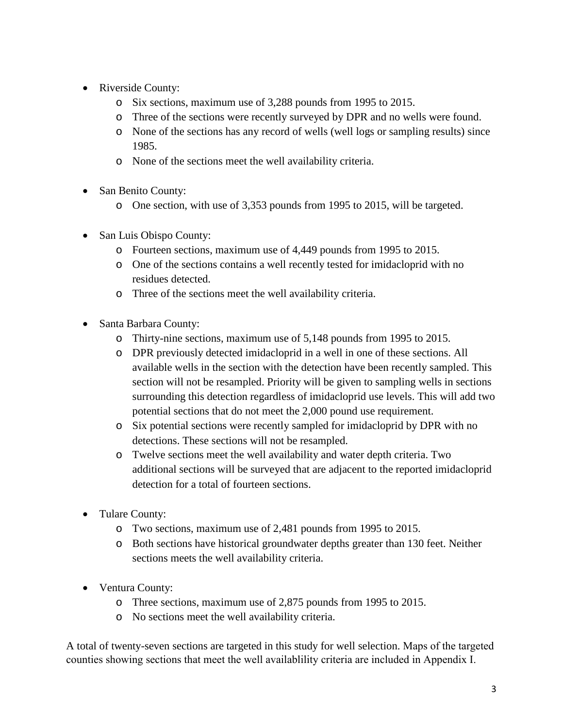- Riverside County:
  - Six sections, maximum use of 3,288 pounds from 1995 to 2015.
  - Three of the sections were recently surveyed by DPR and no wells were found.
  - None of the sections has any record of wells (well logs or sampling results) since 1985.
  - None of the sections meet the well availability criteria.

- San Benito County:
  - One section, with use of 3,353 pounds from 1995 to 2015, will be targeted.

- San Luis Obispo County:
  - Fourteen sections, maximum use of 4,449 pounds from 1995 to 2015.
  - One of the sections contains a well recently tested for imidacloprid with no residues detected.
  - Three of the sections meet the well availability criteria.

- Santa Barbara County:
  - Thirty-nine sections, maximum use of 5,148 pounds from 1995 to 2015.
  - DPR previously detected imidacloprid in a well in one of these sections. All available wells in the section with the detection have been recently sampled. This section will not be resampled. Priority will be given to sampling wells in sections surrounding this detection regardless of imidacloprid use levels. This will add two potential sections that do not meet the 2,000 pound use requirement.
  - Six potential sections were recently sampled for imidacloprid by DPR with no detections. These sections will not be resampled.
  - Twelve sections meet the well availability and water depth criteria. Two additional sections will be surveyed that are adjacent to the reported imidacloprid detection for a total of fourteen sections.

- Tulare County:
  - Two sections, maximum use of 2,481 pounds from 1995 to 2015.
  - Both sections have historical groundwater depths greater than 130 feet. Neither sections meets the well availability criteria.

- Ventura County:
  - Three sections, maximum use of 2,875 pounds from 1995 to 2015.
  - No sections meet the well availability criteria.

A total of twenty-seven sections are targeted in this study for well selection. Maps of the targeted counties showing sections that meet the well availablility criteria are included in Appendix I.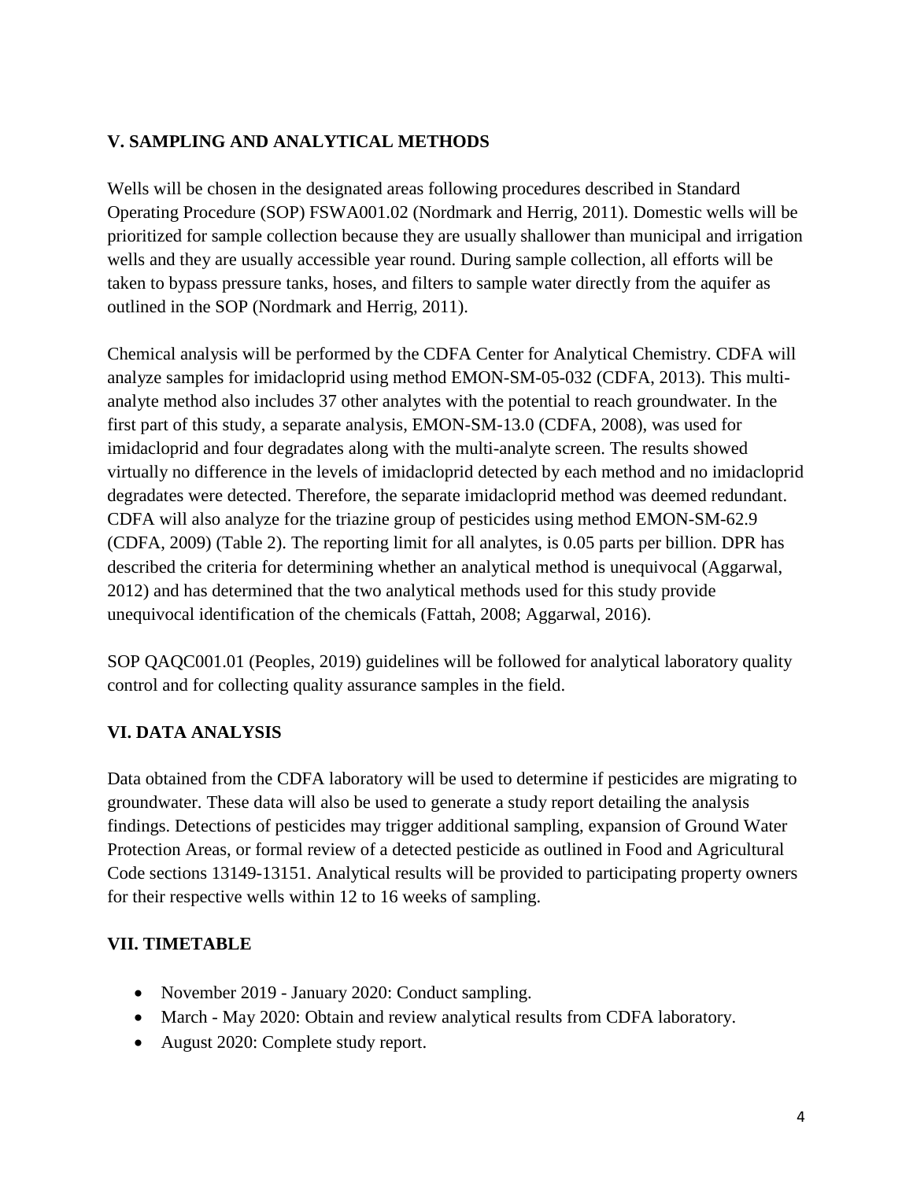## V. SAMPLING AND ANALYTICAL METHODS

Wells will be chosen in the designated areas following procedures described in Standard Operating Procedure (SOP) FSWA001.02 (Nordmark and Herrig, 2011). Domestic wells will be prioritized for sample collection because they are usually shallower than municipal and irrigation wells and they are usually accessible year round. During sample collection, all efforts will be taken to bypass pressure tanks, hoses, and filters to sample water directly from the aquifer as outlined in the SOP (Nordmark and Herrig, 2011).

Chemical analysis will be performed by the CDFA Center for Analytical Chemistry. CDFA will analyze samples for imidacloprid using method EMON-SM-05-032 (CDFA, 2013). This multi-analyte method also includes 37 other analytes with the potential to reach groundwater. In the first part of this study, a separate analysis, EMON-SM-13.0 (CDFA, 2008), was used for imidacloprid and four degradates along with the multi-analyte screen. The results showed virtually no difference in the levels of imidacloprid detected by each method and no imidacloprid degradates were detected. Therefore, the separate imidacloprid method was deemed redundant. CDFA will also analyze for the triazine group of pesticides using method EMON-SM-62.9 (CDFA, 2009) (Table 2). The reporting limit for all analytes, is 0.05 parts per billion. DPR has described the criteria for determining whether an analytical method is unequivocal (Aggarwal, 2012) and has determined that the two analytical methods used for this study provide unequivocal identification of the chemicals (Fattah, 2008; Aggarwal, 2016).

SOP QAQC001.01 (Peoples, 2019) guidelines will be followed for analytical laboratory quality control and for collecting quality assurance samples in the field.

## VI. DATA ANALYSIS

Data obtained from the CDFA laboratory will be used to determine if pesticides are migrating to groundwater. These data will also be used to generate a study report detailing the analysis findings. Detections of pesticides may trigger additional sampling, expansion of Ground Water Protection Areas, or formal review of a detected pesticide as outlined in Food and Agricultural Code sections 13149-13151. Analytical results will be provided to participating property owners for their respective wells within 12 to 16 weeks of sampling.

## VII. TIMETABLE

- November 2019 - January 2020: Conduct sampling.
- March - May 2020: Obtain and review analytical results from CDFA laboratory.
- August 2020: Complete study report.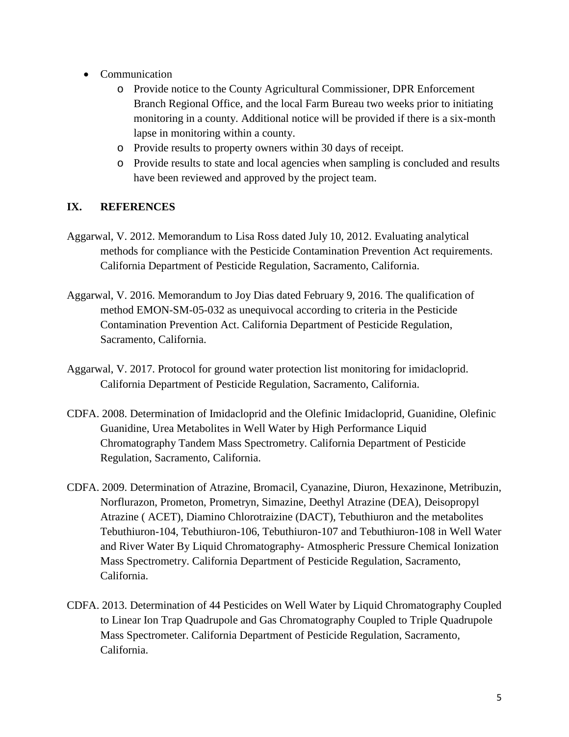- Communication
  - Provide notice to the County Agricultural Commissioner, DPR Enforcement Branch Regional Office, and the local Farm Bureau two weeks prior to initiating monitoring in a county. Additional notice will be provided if there is a six-month lapse in monitoring within a county.
  - Provide results to property owners within 30 days of receipt.
  - Provide results to state and local agencies when sampling is concluded and results have been reviewed and approved by the project team.

## IX. REFERENCES

Aggarwal, V. 2012. Memorandum to Lisa Ross dated July 10, 2012. Evaluating analytical methods for compliance with the Pesticide Contamination Prevention Act requirements. California Department of Pesticide Regulation, Sacramento, California.

Aggarwal, V. 2016. Memorandum to Joy Dias dated February 9, 2016. The qualification of method EMON-SM-05-032 as unequivocal according to criteria in the Pesticide Contamination Prevention Act. California Department of Pesticide Regulation, Sacramento, California.

Aggarwal, V. 2017. Protocol for ground water protection list monitoring for imidacloprid. California Department of Pesticide Regulation, Sacramento, California.

CDFA. 2008. Determination of Imidacloprid and the Olefinic Imidacloprid, Guanidine, Olefinic Guanidine, Urea Metabolites in Well Water by High Performance Liquid Chromatography Tandem Mass Spectrometry. California Department of Pesticide Regulation, Sacramento, California.

CDFA. 2009. Determination of Atrazine, Bromacil, Cyanazine, Diuron, Hexazinone, Metribuzin, Norflurazon, Prometon, Prometryn, Simazine, Deethyl Atrazine (DEA), Deisopropyl Atrazine ( ACET), Diamino Chlorotraizine (DACT), Tebuthiuron and the metabolites Tebuthiuron-104, Tebuthiuron-106, Tebuthiuron-107 and Tebuthiuron-108 in Well Water and River Water By Liquid Chromatography- Atmospheric Pressure Chemical Ionization Mass Spectrometry. California Department of Pesticide Regulation, Sacramento, California.

CDFA. 2013. Determination of 44 Pesticides on Well Water by Liquid Chromatography Coupled to Linear Ion Trap Quadrupole and Gas Chromatography Coupled to Triple Quadrupole Mass Spectrometer. California Department of Pesticide Regulation, Sacramento, California.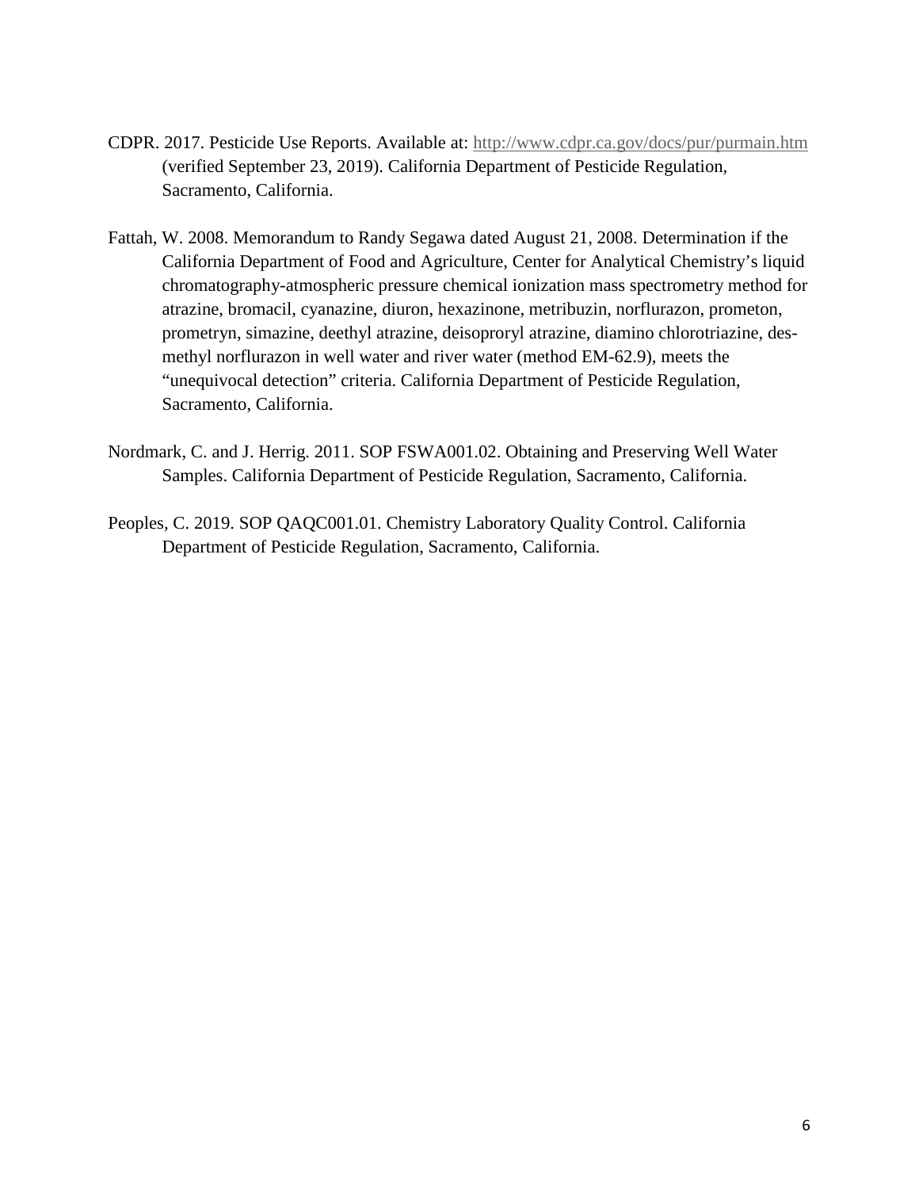CDPR. 2017. Pesticide Use Reports. Available at: http://www.cdpr.ca.gov/docs/pur/purmain.htm (verified September 23, 2019). California Department of Pesticide Regulation, Sacramento, California.

Fattah, W. 2008. Memorandum to Randy Segawa dated August 21, 2008. Determination if the California Department of Food and Agriculture, Center for Analytical Chemistry's liquid chromatography-atmospheric pressure chemical ionization mass spectrometry method for atrazine, bromacil, cyanazine, diuron, hexazinone, metribuzin, norflurazon, prometon, prometryn, simazine, deethyl atrazine, deisoproryl atrazine, diamino chlorotriazine, des-methyl norflurazon in well water and river water (method EM-62.9), meets the "unequivocal detection" criteria. California Department of Pesticide Regulation, Sacramento, California.

Nordmark, C. and J. Herrig. 2011. SOP FSWA001.02. Obtaining and Preserving Well Water Samples. California Department of Pesticide Regulation, Sacramento, California.

Peoples, C. 2019. SOP QAQC001.01. Chemistry Laboratory Quality Control. California Department of Pesticide Regulation, Sacramento, California.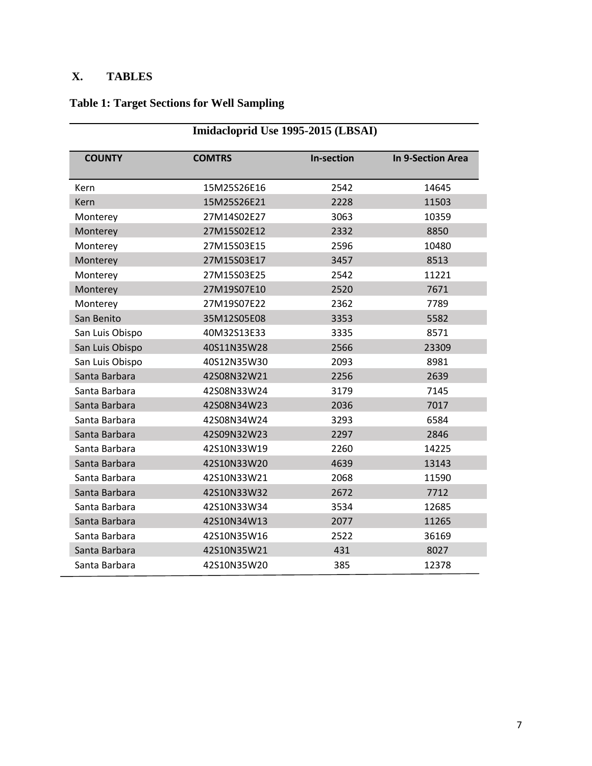## X. TABLES

### Table 1: Target Sections for Well Sampling

| Imidacloprid Use 1995-2015 (LBSAI) | | | |
|---|---|---|---|
| **COUNTY** | **COMTRS** | **In-section** | **In 9-Section Area** |
| Kern | 15M25S26E16 | 2542 | 14645 |
| Kern | 15M25S26E21 | 2228 | 11503 |
| Monterey | 27M14S02E27 | 3063 | 10359 |
| Monterey | 27M15S02E12 | 2332 | 8850 |
| Monterey | 27M15S03E15 | 2596 | 10480 |
| Monterey | 27M15S03E17 | 3457 | 8513 |
| Monterey | 27M15S03E25 | 2542 | 11221 |
| Monterey | 27M19S07E10 | 2520 | 7671 |
| Monterey | 27M19S07E22 | 2362 | 7789 |
| San Benito | 35M12S05E08 | 3353 | 5582 |
| San Luis Obispo | 40M32S13E33 | 3335 | 8571 |
| San Luis Obispo | 40S11N35W28 | 2566 | 23309 |
| San Luis Obispo | 40S12N35W30 | 2093 | 8981 |
| Santa Barbara | 42S08N32W21 | 2256 | 2639 |
| Santa Barbara | 42S08N33W24 | 3179 | 7145 |
| Santa Barbara | 42S08N34W23 | 2036 | 7017 |
| Santa Barbara | 42S08N34W24 | 3293 | 6584 |
| Santa Barbara | 42S09N32W23 | 2297 | 2846 |
| Santa Barbara | 42S10N33W19 | 2260 | 14225 |
| Santa Barbara | 42S10N33W20 | 4639 | 13143 |
| Santa Barbara | 42S10N33W21 | 2068 | 11590 |
| Santa Barbara | 42S10N33W32 | 2672 | 7712 |
| Santa Barbara | 42S10N33W34 | 3534 | 12685 |
| Santa Barbara | 42S10N34W13 | 2077 | 11265 |
| Santa Barbara | 42S10N35W16 | 2522 | 36169 |
| Santa Barbara | 42S10N35W21 | 431 | 8027 |
| Santa Barbara | 42S10N35W20 | 385 | 12378 |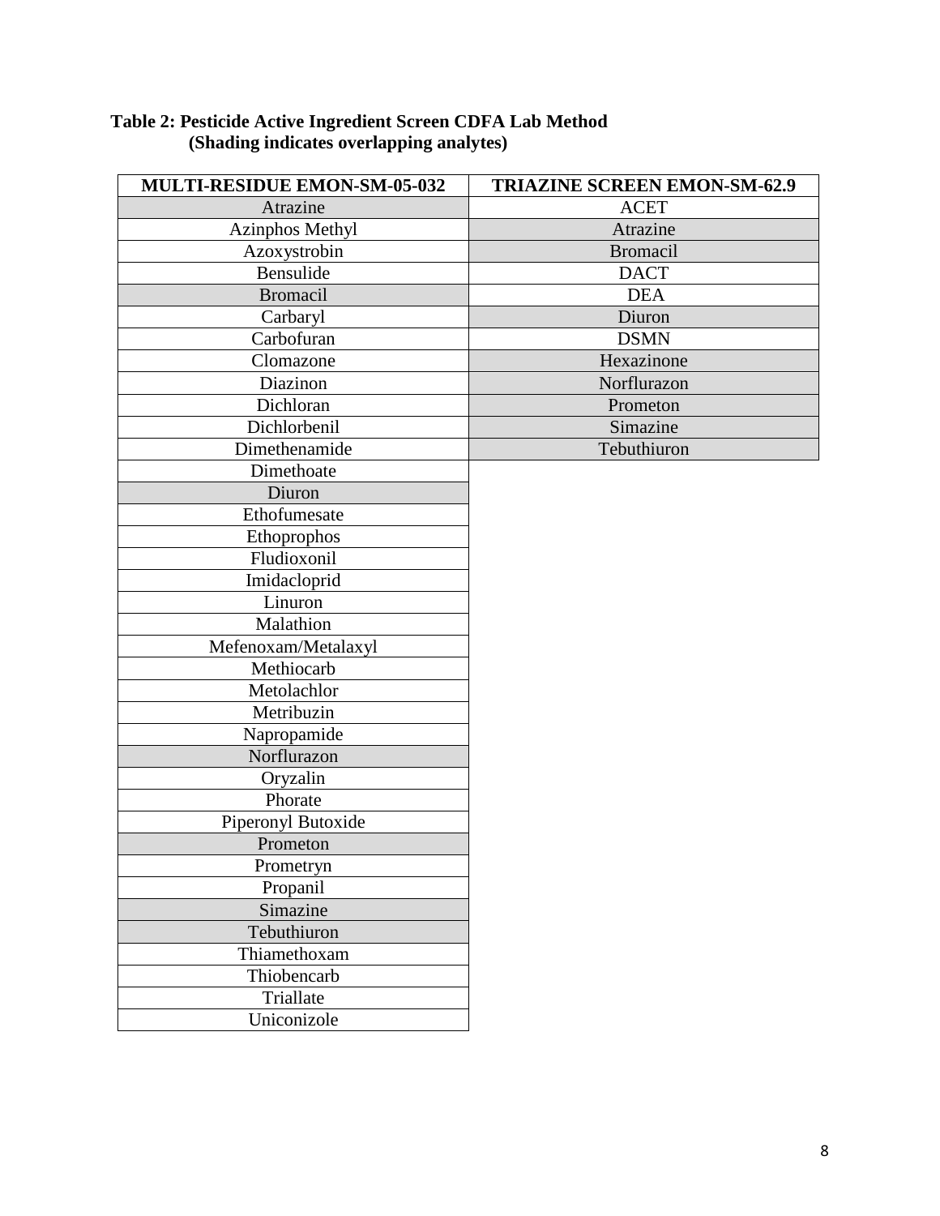**Table 2: Pesticide Active Ingredient Screen CDFA Lab Method (Shading indicates overlapping analytes)**

| MULTI-RESIDUE EMON-SM-05-032 | TRIAZINE SCREEN EMON-SM-62.9 |
|---|---|
| Atrazine | ACET |
| Azinphos Methyl | Atrazine |
| Azoxystrobin | Bromacil |
| Bensulide | DACT |
| Bromacil | DEA |
| Carbaryl | Diuron |
| Carbofuran | DSMN |
| Clomazone | Hexazinone |
| Diazinon | Norflurazon |
| Dichloran | Prometon |
| Dichlorbenil | Simazine |
| Dimethenamide | Tebuthiuron |
| Dimethoate | |
| Diuron | |
| Ethofumesate | |
| Ethoprophos | |
| Fludioxonil | |
| Imidacloprid | |
| Linuron | |
| Malathion | |
| Mefenoxam/Metalaxyl | |
| Methiocarb | |
| Metolachlor | |
| Metribuzin | |
| Napropamide | |
| Norflurazon | |
| Oryzalin | |
| Phorate | |
| Piperonyl Butoxide | |
| Prometon | |
| Prometryn | |
| Propanil | |
| Simazine | |
| Tebuthiuron | |
| Thiamethoxam | |
| Thiobencarb | |
| Triallate | |
| Uniconizole | |